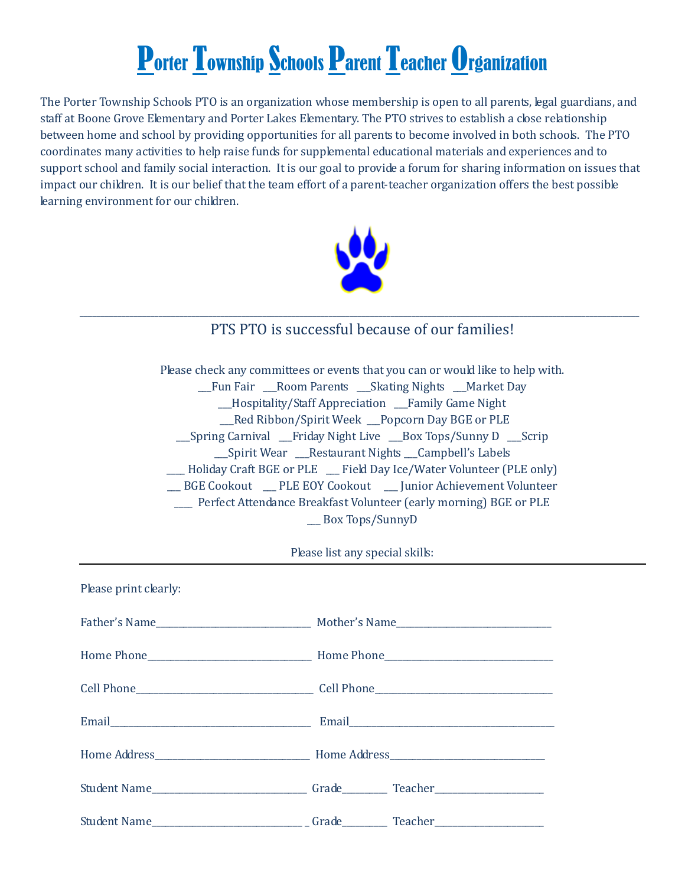# Porter Township Schools Parent Teacher Organization

The Porter Township Schools PTO is an organization whose membership is open to all parents, legal guardians, and staff at Boone Grove Elementary and Porter Lakes Elementary. The PTO strives to establish a close relationship between home and school by providing opportunities for all parents to become involved in both schools. The PTO coordinates many activities to help raise funds for supplemental educational materials and experiences and to support school and family social interaction. It is our goal to provide a forum for sharing information on issues that impact our children. It is our belief that the team effort of a parent-teacher organization offers the best possible learning environment for our children.

---

## PTS PTO is successful because of our families!

Please check any committees or events that you can or would like to help with.

___Fun Fair ___Room Parents ___Skating Nights ___Market Day

___Hospitality/Staff Appreciation ___Family Game Night

___Red Ribbon/Spirit Week ___Popcorn Day BGE or PLE

___Spring Carnival ___Friday Night Live ___Box Tops/Sunny D ___Scrip

___Spirit Wear ___Restaurant Nights ___Campbell's Labels

____ Holiday Craft BGE or PLE ___ Field Day Ice/Water Volunteer (PLE only)

___ BGE Cookout ___ PLE EOY Cookout ___ Junior Achievement Volunteer

____ Perfect Attendance Breakfast Volunteer (early morning) BGE or PLE

___ Box Tops/SunnyD

Please list any special skills:

---

Please print clearly:

Father's Name________________________________ Mother's Name________________________________

Home Phone_________________________________ Home Phone___________________________________

Cell Phone___________________________________ Cell Phone___________________________________

Email_________________________________________ Email_________________________________________

Home Address________________________________ Home Address_______________________________

Student Name_______________________________ Grade_________ Teacher______________________

Student Name_______________________________ Grade_________ Teacher______________________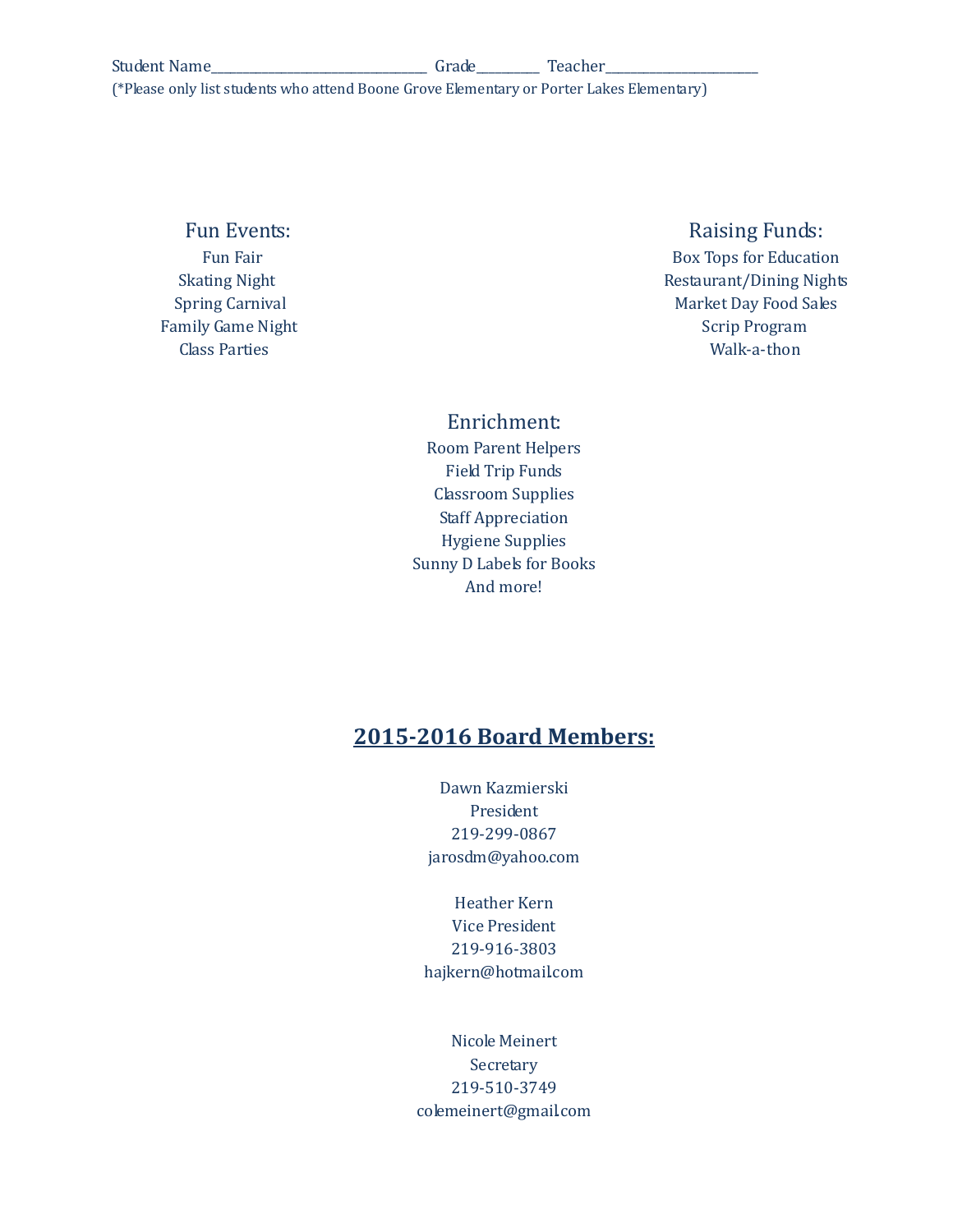Student Name_______________________________ Grade_________ Teacher______________________
(*Please only list students who attend Boone Grove Elementary or Porter Lakes Elementary)

## Fun Events:

Fun Fair
Skating Night
Spring Carnival
Family Game Night
Class Parties

## Raising Funds:

Box Tops for Education
Restaurant/Dining Nights
Market Day Food Sales
Scrip Program
Walk-a-thon

## Enrichment:

Room Parent Helpers
Field Trip Funds
Classroom Supplies
Staff Appreciation
Hygiene Supplies
Sunny D Labels for Books
And more!

## **2015-2016 Board Members:**

Dawn Kazmierski
President
219-299-0867
jarosdm@yahoo.com

Heather Kern
Vice President
219-916-3803
hajkern@hotmail.com

Nicole Meinert
Secretary
219-510-3749
colemeinert@gmail.com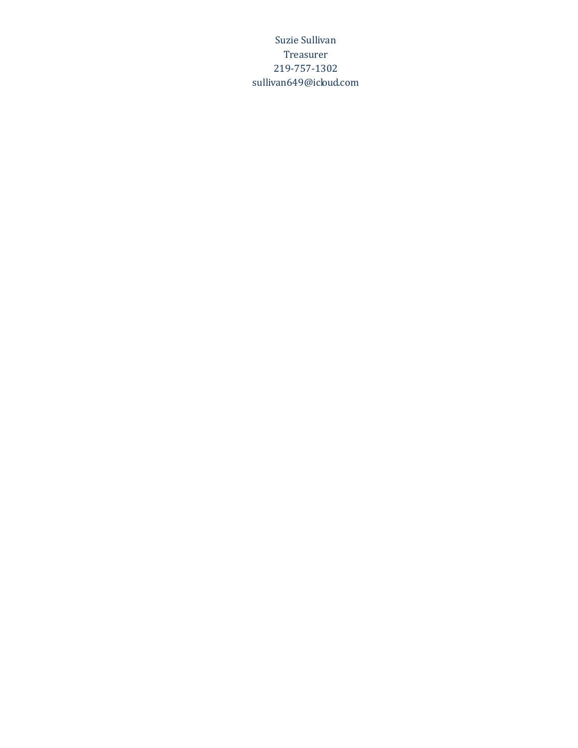Suzie Sullivan  
Treasurer  
219-757-1302  
sullivan649@icloud.com